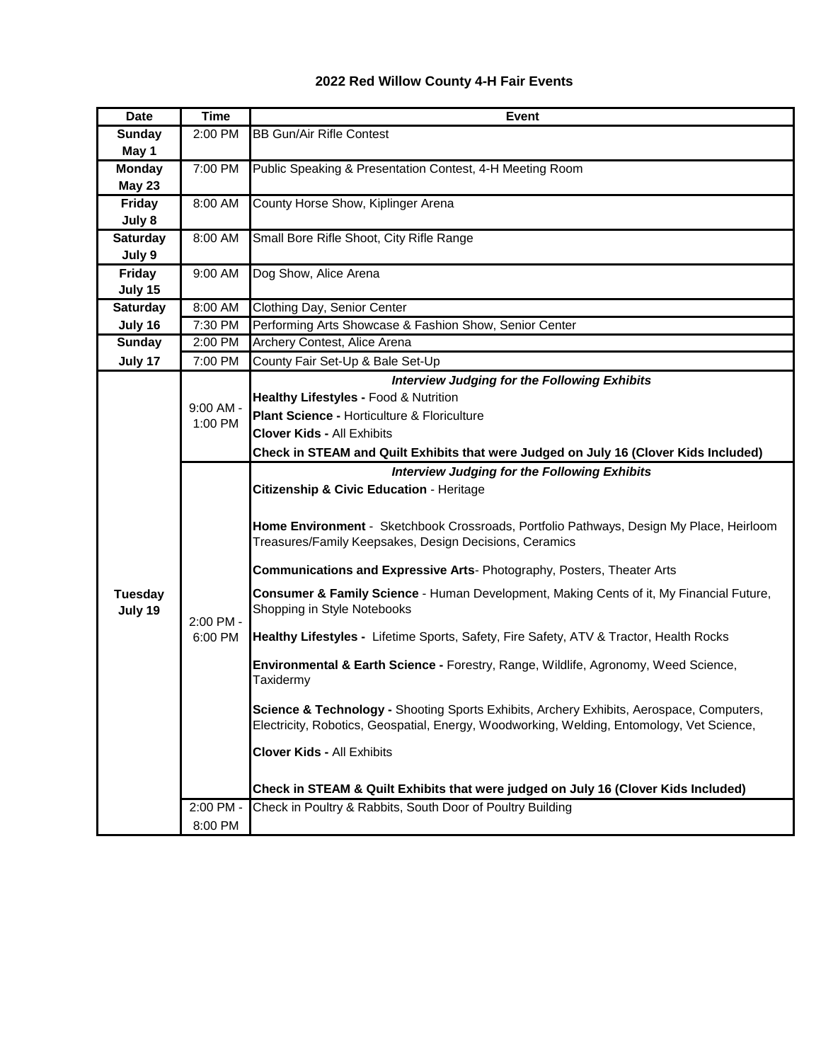## 2022 Red Willow County 4-H Fair Events

| Date | Time | Event |
|---|---|---|
| **Sunday May 1** | 2:00 PM | BB Gun/Air Rifle Contest |
| **Monday May 23** | 7:00 PM | Public Speaking & Presentation Contest, 4-H Meeting Room |
| **Friday July 8** | 8:00 AM | County Horse Show, Kiplinger Arena |
| **Saturday July 9** | 8:00 AM | Small Bore Rifle Shoot, City Rifle Range |
| **Friday July 15** | 9:00 AM | Dog Show, Alice Arena |
| **Saturday July 16** | 8:00 AM | Clothing Day, Senior Center |
| | 7:30 PM | Performing Arts Showcase & Fashion Show, Senior Center |
| **Sunday July 17** | 2:00 PM | Archery Contest, Alice Arena |
| | 7:00 PM | County Fair Set-Up & Bale Set-Up |
| **Tuesday July 19** | 9:00 AM - 1:00 PM | ***Interview Judging for the Following Exhibits***<br>**Healthy Lifestyles -** Food & Nutrition<br>**Plant Science -** Horticulture & Floriculture<br>**Clover Kids -** All Exhibits<br>**Check in STEAM and Quilt Exhibits that were Judged on July 16 (Clover Kids Included)** |
| | 2:00 PM - 6:00 PM | ***Interview Judging for the Following Exhibits***<br>**Citizenship & Civic Education** - Heritage<br>**Home Environment** - Sketchbook Crossroads, Portfolio Pathways, Design My Place, Heirloom Treasures/Family Keepsakes, Design Decisions, Ceramics<br>**Communications and Expressive Arts**- Photography, Posters, Theater Arts<br>**Consumer & Family Science** - Human Development, Making Cents of it, My Financial Future, Shopping in Style Notebooks<br>**Healthy Lifestyles -** Lifetime Sports, Safety, Fire Safety, ATV & Tractor, Health Rocks<br>**Environmental & Earth Science -** Forestry, Range, Wildlife, Agronomy, Weed Science, Taxidermy<br>**Science & Technology -** Shooting Sports Exhibits, Archery Exhibits, Aerospace, Computers, Electricity, Robotics, Geospatial, Energy, Woodworking, Welding, Entomology, Vet Science,<br>**Clover Kids -** All Exhibits<br>**Check in STEAM & Quilt Exhibits that were judged on July 16 (Clover Kids Included)** |
| | 2:00 PM - 8:00 PM | Check in Poultry & Rabbits, South Door of Poultry Building |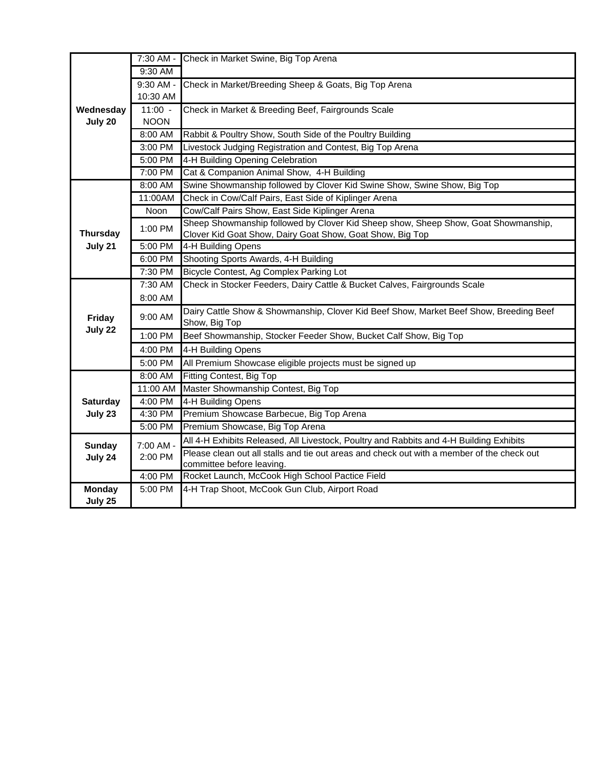| | | |
|---|---|---|
| **Wednesday July 20** | 7:30 AM - 9:30 AM | Check in Market Swine, Big Top Arena |
| | 9:30 AM - 10:30 AM | Check in Market/Breeding Sheep & Goats, Big Top Arena |
| | 11:00 - NOON | Check in Market & Breeding Beef, Fairgrounds Scale |
| | 8:00 AM | Rabbit & Poultry Show, South Side of the Poultry Building |
| | 3:00 PM | Livestock Judging Registration and Contest, Big Top Arena |
| | 5:00 PM | 4-H Building Opening Celebration |
| | 7:00 PM | Cat & Companion Animal Show, 4-H Building |
| **Thursday July 21** | 8:00 AM | Swine Showmanship followed by Clover Kid Swine Show, Swine Show, Big Top |
| | 11:00AM | Check in Cow/Calf Pairs, East Side of Kiplinger Arena |
| | Noon | Cow/Calf Pairs Show, East Side Kiplinger Arena |
| | 1:00 PM | Sheep Showmanship followed by Clover Kid Sheep show, Sheep Show, Goat Showmanship, Clover Kid Goat Show, Dairy Goat Show, Goat Show, Big Top |
| | 5:00 PM | 4-H Building Opens |
| | 6:00 PM | Shooting Sports Awards, 4-H Building |
| | 7:30 PM | Bicycle Contest, Ag Complex Parking Lot |
| **Friday July 22** | 7:30 AM | Check in Stocker Feeders, Dairy Cattle & Bucket Calves, Fairgrounds Scale |
| | 8:00 AM | |
| | 9:00 AM | Dairy Cattle Show & Showmanship, Clover Kid Beef Show, Market Beef Show, Breeding Beef Show, Big Top |
| | 1:00 PM | Beef Showmanship, Stocker Feeder Show, Bucket Calf Show, Big Top |
| | 4:00 PM | 4-H Building Opens |
| | 5:00 PM | All Premium Showcase eligible projects must be signed up |
| **Saturday July 23** | 8:00 AM | Fitting Contest, Big Top |
| | 11:00 AM | Master Showmanship Contest, Big Top |
| | 4:00 PM | 4-H Building Opens |
| | 4:30 PM | Premium Showcase Barbecue, Big Top Arena |
| | 5:00 PM | Premium Showcase, Big Top Arena |
| **Sunday July 24** | 7:00 AM - 2:00 PM | All 4-H Exhibits Released, All Livestock, Poultry and Rabbits and 4-H Building Exhibits |
| | | Please clean out all stalls and tie out areas and check out with a member of the check out committee before leaving. |
| | 4:00 PM | Rocket Launch, McCook High School Pactice Field |
| **Monday July 25** | 5:00 PM | 4-H Trap Shoot, McCook Gun Club, Airport Road |